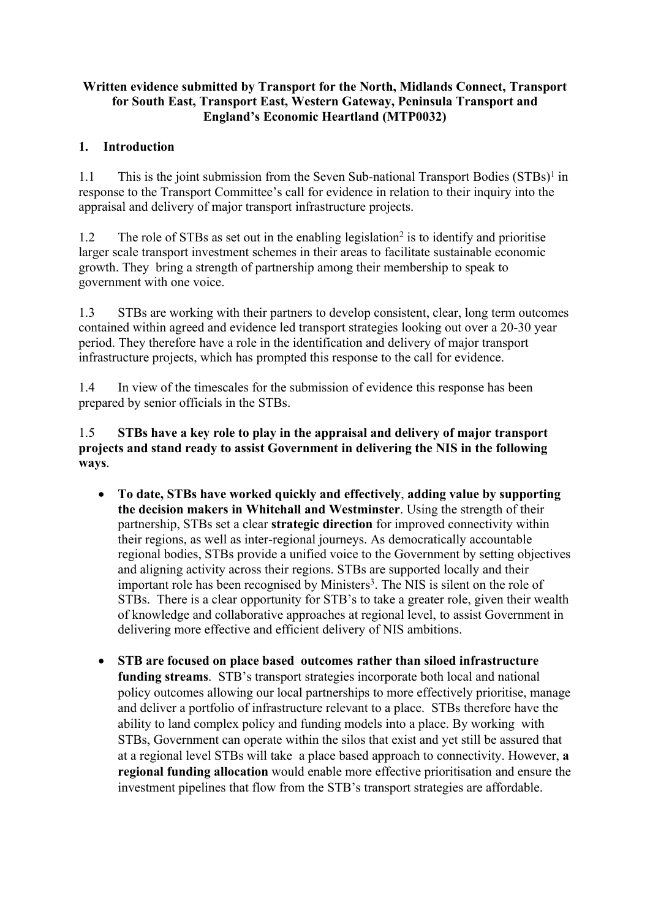**Written evidence submitted by Transport for the North, Midlands Connect, Transport for South East, Transport East, Western Gateway, Peninsula Transport and England's Economic Heartland (MTP0032)**

## 1. Introduction

1.1 This is the joint submission from the Seven Sub-national Transport Bodies (STBs)[1] in response to the Transport Committee's call for evidence in relation to their inquiry into the appraisal and delivery of major transport infrastructure projects.

1.2 The role of STBs as set out in the enabling legislation[2] is to identify and prioritise larger scale transport investment schemes in their areas to facilitate sustainable economic growth. They bring a strength of partnership among their membership to speak to government with one voice.

1.3 STBs are working with their partners to develop consistent, clear, long term outcomes contained within agreed and evidence led transport strategies looking out over a 20-30 year period. They therefore have a role in the identification and delivery of major transport infrastructure projects, which has prompted this response to the call for evidence.

1.4 In view of the timescales for the submission of evidence this response has been prepared by senior officials in the STBs.

1.5 **STBs have a key role to play in the appraisal and delivery of major transport projects and stand ready to assist Government in delivering the NIS in the following ways**.

- **To date, STBs have worked quickly and effectively**, **adding value by supporting the decision makers in Whitehall and Westminster**. Using the strength of their partnership, STBs set a clear **strategic direction** for improved connectivity within their regions, as well as inter-regional journeys. As democratically accountable regional bodies, STBs provide a unified voice to the Government by setting objectives and aligning activity across their regions. STBs are supported locally and their important role has been recognised by Ministers[3]. The NIS is silent on the role of STBs. There is a clear opportunity for STB's to take a greater role, given their wealth of knowledge and collaborative approaches at regional level, to assist Government in delivering more effective and efficient delivery of NIS ambitions.

- **STB are focused on place based outcomes rather than siloed infrastructure funding streams**. STB's transport strategies incorporate both local and national policy outcomes allowing our local partnerships to more effectively prioritise, manage and deliver a portfolio of infrastructure relevant to a place. STBs therefore have the ability to land complex policy and funding models into a place. By working with STBs, Government can operate within the silos that exist and yet still be assured that at a regional level STBs will take a place based approach to connectivity. However, **a regional funding allocation** would enable more effective prioritisation and ensure the investment pipelines that flow from the STB's transport strategies are affordable.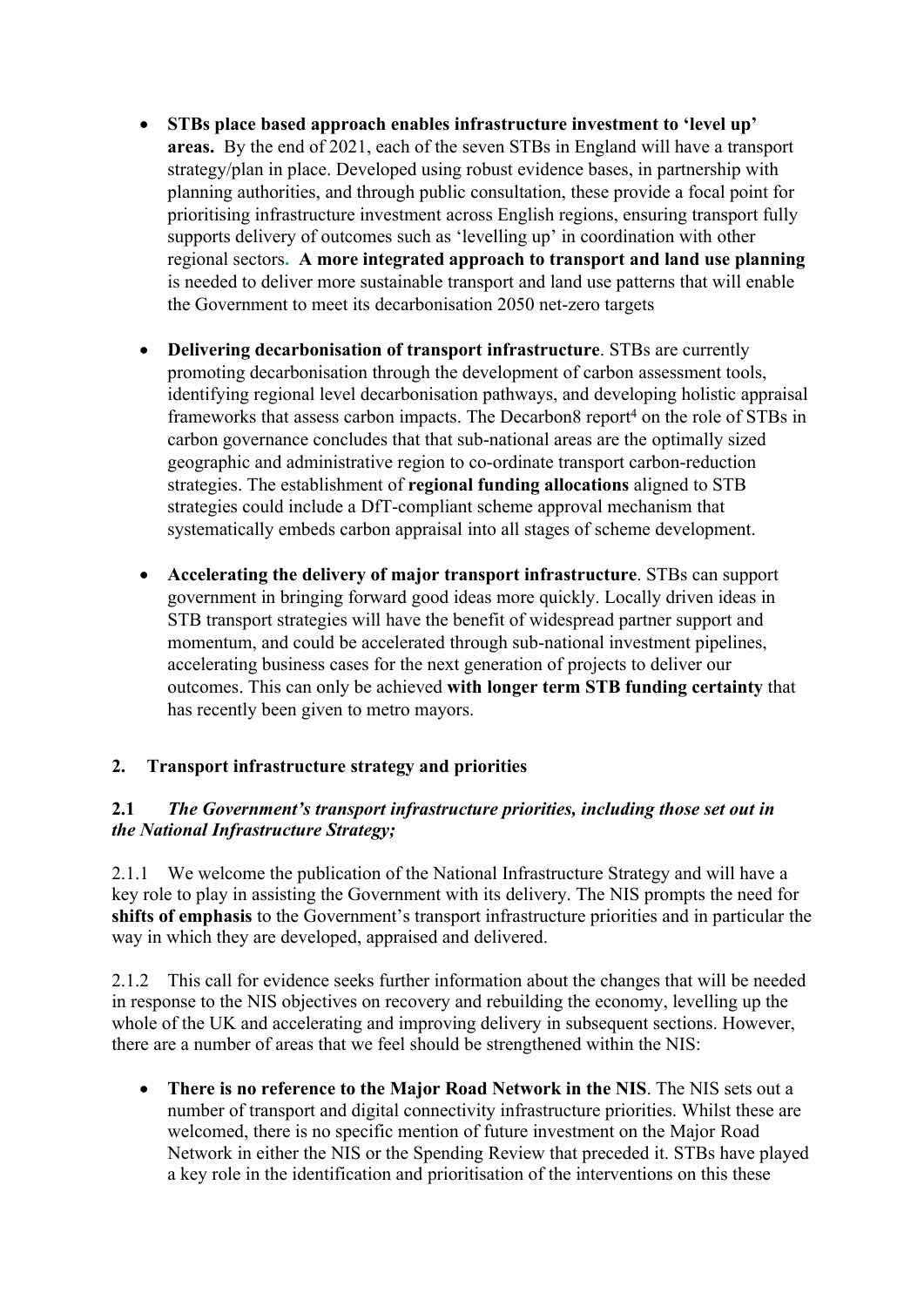- **STBs place based approach enables infrastructure investment to 'level up' areas.** By the end of 2021, each of the seven STBs in England will have a transport strategy/plan in place. Developed using robust evidence bases, in partnership with planning authorities, and through public consultation, these provide a focal point for prioritising infrastructure investment across English regions, ensuring transport fully supports delivery of outcomes such as 'levelling up' in coordination with other regional sectors**.** **A more integrated approach to transport and land use planning** is needed to deliver more sustainable transport and land use patterns that will enable the Government to meet its decarbonisation 2050 net-zero targets

- **Delivering decarbonisation of transport infrastructure**. STBs are currently promoting decarbonisation through the development of carbon assessment tools, identifying regional level decarbonisation pathways, and developing holistic appraisal frameworks that assess carbon impacts. The Decarbon8 report[4] on the role of STBs in carbon governance concludes that that sub-national areas are the optimally sized geographic and administrative region to co-ordinate transport carbon-reduction strategies. The establishment of **regional funding allocations** aligned to STB strategies could include a DfT-compliant scheme approval mechanism that systematically embeds carbon appraisal into all stages of scheme development.

- **Accelerating the delivery of major transport infrastructure**. STBs can support government in bringing forward good ideas more quickly. Locally driven ideas in STB transport strategies will have the benefit of widespread partner support and momentum, and could be accelerated through sub-national investment pipelines, accelerating business cases for the next generation of projects to deliver our outcomes. This can only be achieved **with longer term STB funding certainty** that has recently been given to metro mayors.

## 2. Transport infrastructure strategy and priorities

### 2.1 *The Government's transport infrastructure priorities, including those set out in the National Infrastructure Strategy;*

2.1.1 We welcome the publication of the National Infrastructure Strategy and will have a key role to play in assisting the Government with its delivery. The NIS prompts the need for **shifts of emphasis** to the Government's transport infrastructure priorities and in particular the way in which they are developed, appraised and delivered.

2.1.2 This call for evidence seeks further information about the changes that will be needed in response to the NIS objectives on recovery and rebuilding the economy, levelling up the whole of the UK and accelerating and improving delivery in subsequent sections. However, there are a number of areas that we feel should be strengthened within the NIS:

- **There is no reference to the Major Road Network in the NIS**. The NIS sets out a number of transport and digital connectivity infrastructure priorities. Whilst these are welcomed, there is no specific mention of future investment on the Major Road Network in either the NIS or the Spending Review that preceded it. STBs have played a key role in the identification and prioritisation of the interventions on this these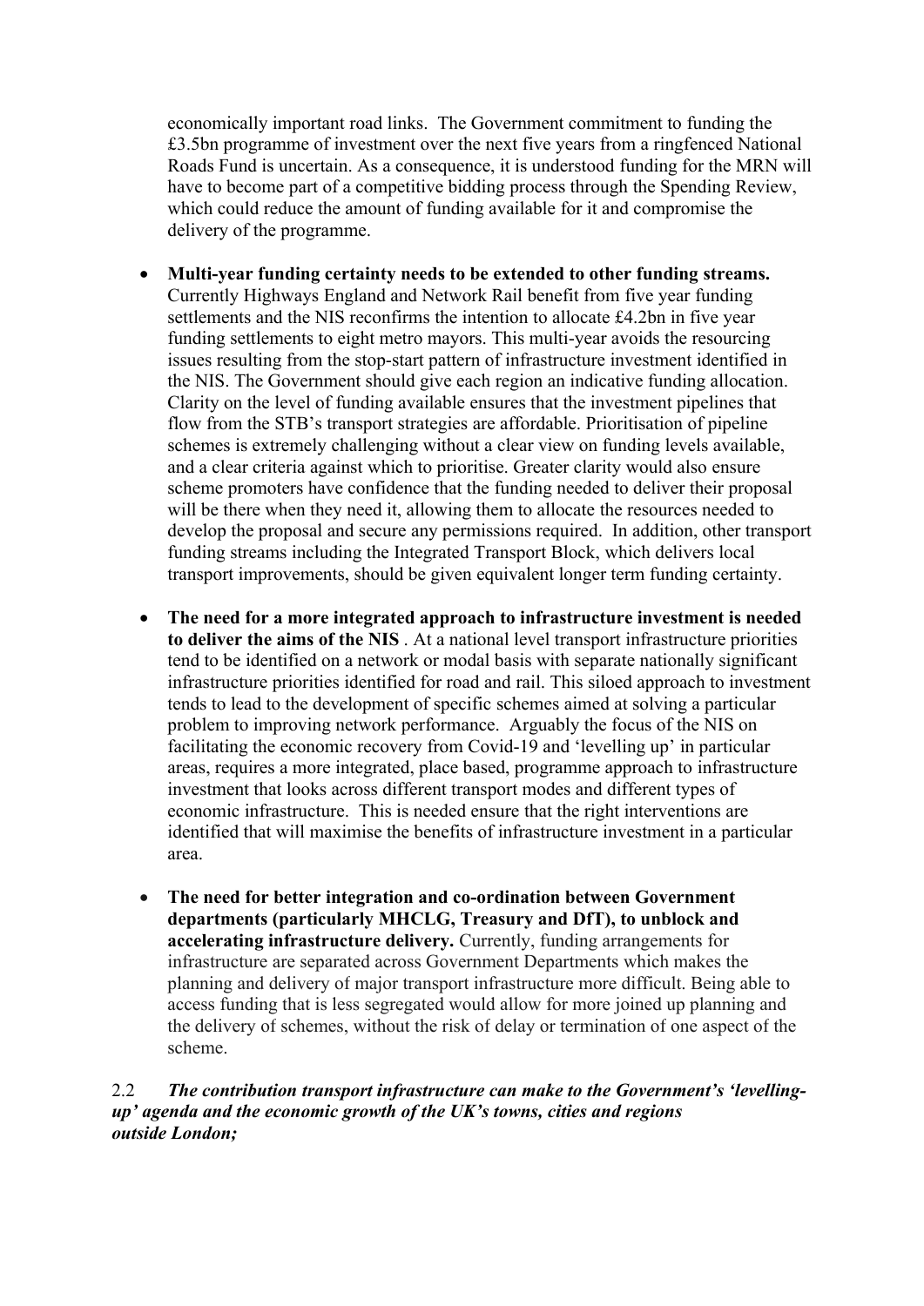economically important road links. The Government commitment to funding the £3.5bn programme of investment over the next five years from a ringfenced National Roads Fund is uncertain. As a consequence, it is understood funding for the MRN will have to become part of a competitive bidding process through the Spending Review, which could reduce the amount of funding available for it and compromise the delivery of the programme.

- **Multi-year funding certainty needs to be extended to other funding streams.** Currently Highways England and Network Rail benefit from five year funding settlements and the NIS reconfirms the intention to allocate £4.2bn in five year funding settlements to eight metro mayors. This multi-year avoids the resourcing issues resulting from the stop-start pattern of infrastructure investment identified in the NIS. The Government should give each region an indicative funding allocation. Clarity on the level of funding available ensures that the investment pipelines that flow from the STB's transport strategies are affordable. Prioritisation of pipeline schemes is extremely challenging without a clear view on funding levels available, and a clear criteria against which to prioritise. Greater clarity would also ensure scheme promoters have confidence that the funding needed to deliver their proposal will be there when they need it, allowing them to allocate the resources needed to develop the proposal and secure any permissions required. In addition, other transport funding streams including the Integrated Transport Block, which delivers local transport improvements, should be given equivalent longer term funding certainty.

- **The need for a more integrated approach to infrastructure investment is needed to deliver the aims of the NIS** . At a national level transport infrastructure priorities tend to be identified on a network or modal basis with separate nationally significant infrastructure priorities identified for road and rail. This siloed approach to investment tends to lead to the development of specific schemes aimed at solving a particular problem to improving network performance. Arguably the focus of the NIS on facilitating the economic recovery from Covid-19 and 'levelling up' in particular areas, requires a more integrated, place based, programme approach to infrastructure investment that looks across different transport modes and different types of economic infrastructure. This is needed ensure that the right interventions are identified that will maximise the benefits of infrastructure investment in a particular area.

- **The need for better integration and co-ordination between Government departments (particularly MHCLG, Treasury and DfT), to unblock and accelerating infrastructure delivery.** Currently, funding arrangements for infrastructure are separated across Government Departments which makes the planning and delivery of major transport infrastructure more difficult. Being able to access funding that is less segregated would allow for more joined up planning and the delivery of schemes, without the risk of delay or termination of one aspect of the scheme.

2.2 ***The contribution transport infrastructure can make to the Government's 'levelling-up' agenda and the economic growth of the UK's towns, cities and regions outside London;***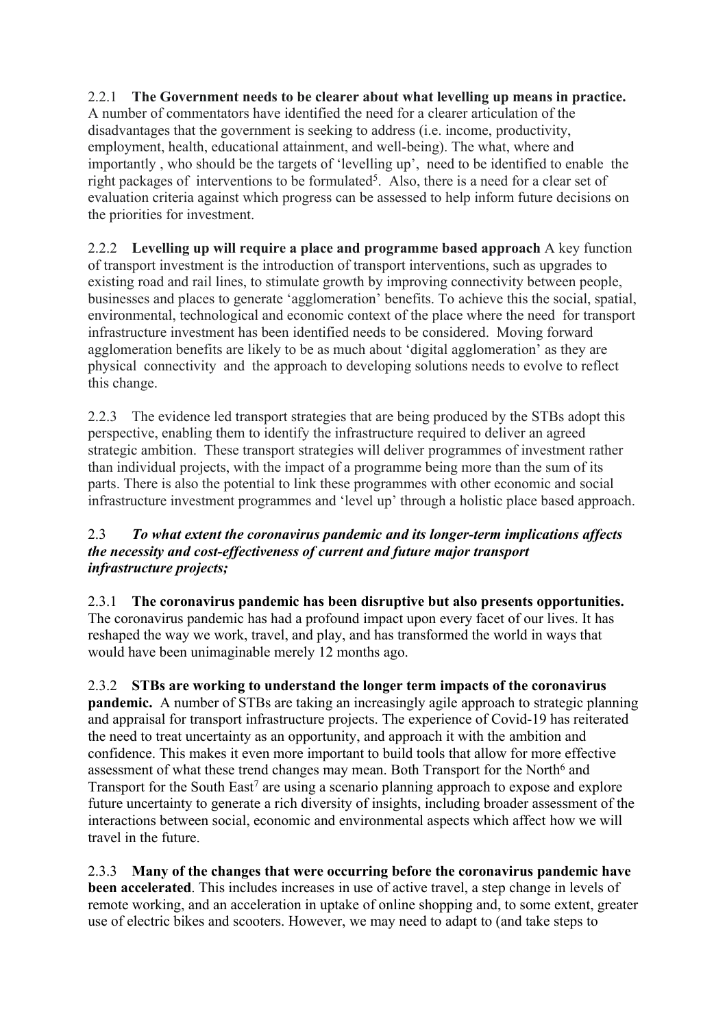2.2.1 **The Government needs to be clearer about what levelling up means in practice.** A number of commentators have identified the need for a clearer articulation of the disadvantages that the government is seeking to address (i.e. income, productivity, employment, health, educational attainment, and well-being). The what, where and importantly , who should be the targets of 'levelling up', need to be identified to enable the right packages of interventions to be formulated[5]. Also, there is a need for a clear set of evaluation criteria against which progress can be assessed to help inform future decisions on the priorities for investment.

2.2.2 **Levelling up will require a place and programme based approach** A key function of transport investment is the introduction of transport interventions, such as upgrades to existing road and rail lines, to stimulate growth by improving connectivity between people, businesses and places to generate 'agglomeration' benefits. To achieve this the social, spatial, environmental, technological and economic context of the place where the need for transport infrastructure investment has been identified needs to be considered. Moving forward agglomeration benefits are likely to be as much about 'digital agglomeration' as they are physical connectivity and the approach to developing solutions needs to evolve to reflect this change.

2.2.3 The evidence led transport strategies that are being produced by the STBs adopt this perspective, enabling them to identify the infrastructure required to deliver an agreed strategic ambition. These transport strategies will deliver programmes of investment rather than individual projects, with the impact of a programme being more than the sum of its parts. There is also the potential to link these programmes with other economic and social infrastructure investment programmes and 'level up' through a holistic place based approach.

### 2.3 *To what extent the coronavirus pandemic and its longer-term implications affects the necessity and cost-effectiveness of current and future major transport infrastructure projects;*

2.3.1 **The coronavirus pandemic has been disruptive but also presents opportunities.** The coronavirus pandemic has had a profound impact upon every facet of our lives. It has reshaped the way we work, travel, and play, and has transformed the world in ways that would have been unimaginable merely 12 months ago.

2.3.2 **STBs are working to understand the longer term impacts of the coronavirus pandemic.** A number of STBs are taking an increasingly agile approach to strategic planning and appraisal for transport infrastructure projects. The experience of Covid-19 has reiterated the need to treat uncertainty as an opportunity, and approach it with the ambition and confidence. This makes it even more important to build tools that allow for more effective assessment of what these trend changes may mean. Both Transport for the North[6] and Transport for the South East[7] are using a scenario planning approach to expose and explore future uncertainty to generate a rich diversity of insights, including broader assessment of the interactions between social, economic and environmental aspects which affect how we will travel in the future.

2.3.3 **Many of the changes that were occurring before the coronavirus pandemic have been accelerated**. This includes increases in use of active travel, a step change in levels of remote working, and an acceleration in uptake of online shopping and, to some extent, greater use of electric bikes and scooters. However, we may need to adapt to (and take steps to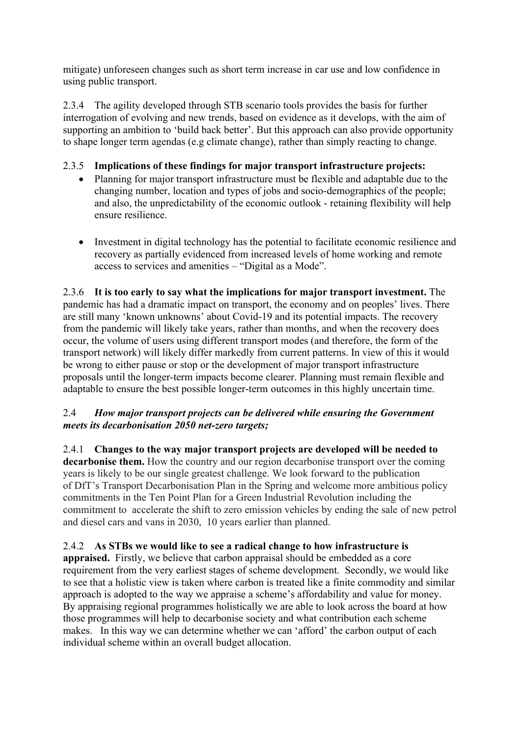mitigate) unforeseen changes such as short term increase in car use and low confidence in using public transport.

2.3.4 The agility developed through STB scenario tools provides the basis for further interrogation of evolving and new trends, based on evidence as it develops, with the aim of supporting an ambition to 'build back better'. But this approach can also provide opportunity to shape longer term agendas (e.g climate change), rather than simply reacting to change.

2.3.5 **Implications of these findings for major transport infrastructure projects:**

- Planning for major transport infrastructure must be flexible and adaptable due to the changing number, location and types of jobs and socio-demographics of the people; and also, the unpredictability of the economic outlook - retaining flexibility will help ensure resilience.

- Investment in digital technology has the potential to facilitate economic resilience and recovery as partially evidenced from increased levels of home working and remote access to services and amenities – "Digital as a Mode".

2.3.6 **It is too early to say what the implications for major transport investment.** The pandemic has had a dramatic impact on transport, the economy and on peoples' lives. There are still many 'known unknowns' about Covid-19 and its potential impacts. The recovery from the pandemic will likely take years, rather than months, and when the recovery does occur, the volume of users using different transport modes (and therefore, the form of the transport network) will likely differ markedly from current patterns. In view of this it would be wrong to either pause or stop or the development of major transport infrastructure proposals until the longer-term impacts become clearer. Planning must remain flexible and adaptable to ensure the best possible longer-term outcomes in this highly uncertain time.

### 2.4 ***How major transport projects can be delivered while ensuring the Government meets its decarbonisation 2050 net-zero targets;***

2.4.1 **Changes to the way major transport projects are developed will be needed to decarbonise them.** How the country and our region decarbonise transport over the coming years is likely to be our single greatest challenge. We look forward to the publication of DfT's Transport Decarbonisation Plan in the Spring and welcome more ambitious policy commitments in the Ten Point Plan for a Green Industrial Revolution including the commitment to accelerate the shift to zero emission vehicles by ending the sale of new petrol and diesel cars and vans in 2030, 10 years earlier than planned.

2.4.2 **As STBs we would like to see a radical change to how infrastructure is appraised.** Firstly, we believe that carbon appraisal should be embedded as a core requirement from the very earliest stages of scheme development. Secondly, we would like to see that a holistic view is taken where carbon is treated like a finite commodity and similar approach is adopted to the way we appraise a scheme's affordability and value for money. By appraising regional programmes holistically we are able to look across the board at how those programmes will help to decarbonise society and what contribution each scheme makes. In this way we can determine whether we can 'afford' the carbon output of each individual scheme within an overall budget allocation.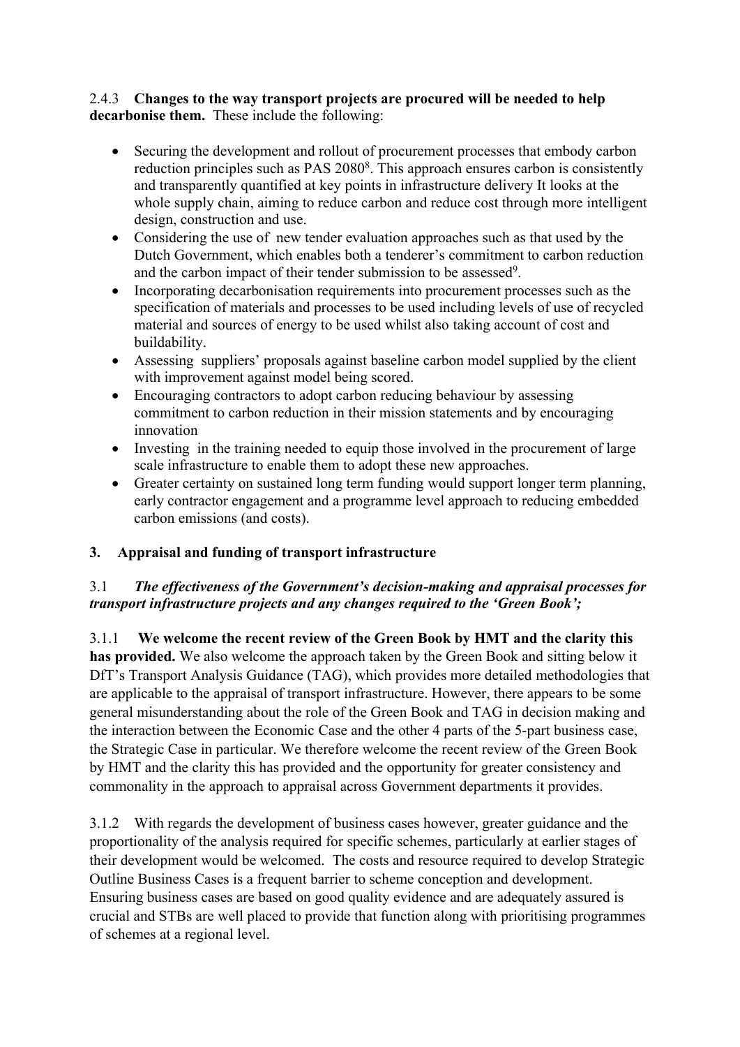2.4.3 **Changes to the way transport projects are procured will be needed to help decarbonise them.** These include the following:

- Securing the development and rollout of procurement processes that embody carbon reduction principles such as PAS 2080[8]. This approach ensures carbon is consistently and transparently quantified at key points in infrastructure delivery It looks at the whole supply chain, aiming to reduce carbon and reduce cost through more intelligent design, construction and use.
- Considering the use of new tender evaluation approaches such as that used by the Dutch Government, which enables both a tenderer's commitment to carbon reduction and the carbon impact of their tender submission to be assessed[9].
- Incorporating decarbonisation requirements into procurement processes such as the specification of materials and processes to be used including levels of use of recycled material and sources of energy to be used whilst also taking account of cost and buildability.
- Assessing suppliers' proposals against baseline carbon model supplied by the client with improvement against model being scored.
- Encouraging contractors to adopt carbon reducing behaviour by assessing commitment to carbon reduction in their mission statements and by encouraging innovation
- Investing in the training needed to equip those involved in the procurement of large scale infrastructure to enable them to adopt these new approaches.
- Greater certainty on sustained long term funding would support longer term planning, early contractor engagement and a programme level approach to reducing embedded carbon emissions (and costs).

## 3. Appraisal and funding of transport infrastructure

3.1 ***The effectiveness of the Government's decision-making and appraisal processes for transport infrastructure projects and any changes required to the 'Green Book';***

3.1.1 **We welcome the recent review of the Green Book by HMT and the clarity this has provided.** We also welcome the approach taken by the Green Book and sitting below it DfT's Transport Analysis Guidance (TAG), which provides more detailed methodologies that are applicable to the appraisal of transport infrastructure. However, there appears to be some general misunderstanding about the role of the Green Book and TAG in decision making and the interaction between the Economic Case and the other 4 parts of the 5-part business case, the Strategic Case in particular. We therefore welcome the recent review of the Green Book by HMT and the clarity this has provided and the opportunity for greater consistency and commonality in the approach to appraisal across Government departments it provides.

3.1.2 With regards the development of business cases however, greater guidance and the proportionality of the analysis required for specific schemes, particularly at earlier stages of their development would be welcomed. The costs and resource required to develop Strategic Outline Business Cases is a frequent barrier to scheme conception and development. Ensuring business cases are based on good quality evidence and are adequately assured is crucial and STBs are well placed to provide that function along with prioritising programmes of schemes at a regional level.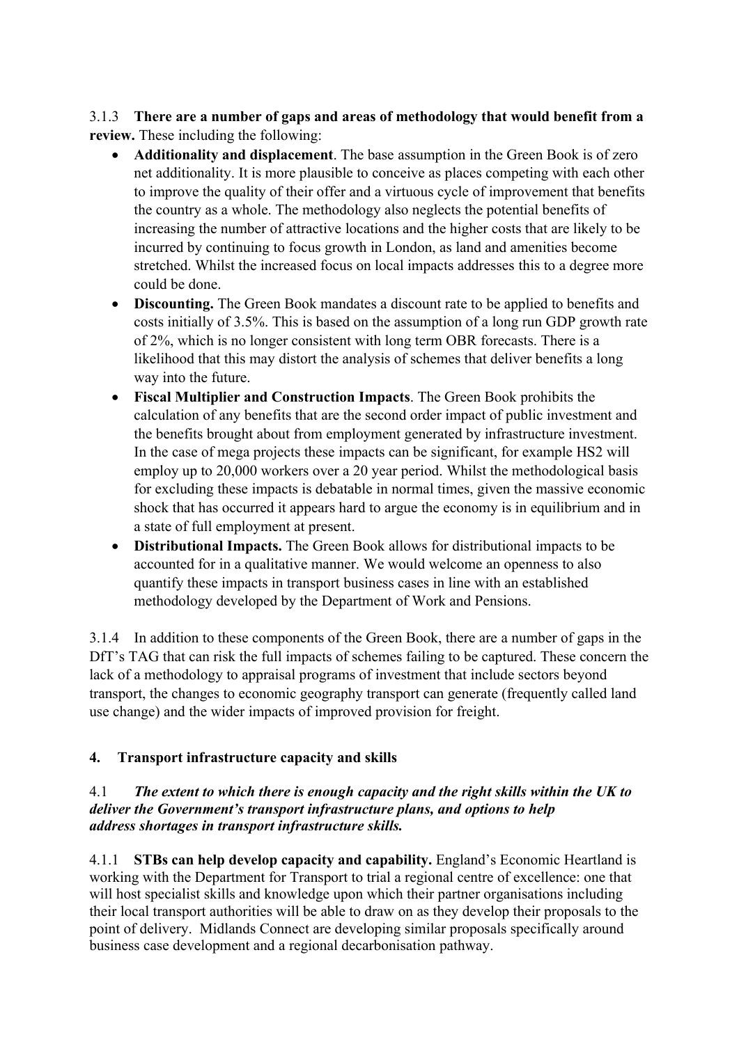3.1.3 **There are a number of gaps and areas of methodology that would benefit from a review.** These including the following:

- **Additionality and displacement**. The base assumption in the Green Book is of zero net additionality. It is more plausible to conceive as places competing with each other to improve the quality of their offer and a virtuous cycle of improvement that benefits the country as a whole. The methodology also neglects the potential benefits of increasing the number of attractive locations and the higher costs that are likely to be incurred by continuing to focus growth in London, as land and amenities become stretched. Whilst the increased focus on local impacts addresses this to a degree more could be done.
- **Discounting.** The Green Book mandates a discount rate to be applied to benefits and costs initially of 3.5%. This is based on the assumption of a long run GDP growth rate of 2%, which is no longer consistent with long term OBR forecasts. There is a likelihood that this may distort the analysis of schemes that deliver benefits a long way into the future.
- **Fiscal Multiplier and Construction Impacts**. The Green Book prohibits the calculation of any benefits that are the second order impact of public investment and the benefits brought about from employment generated by infrastructure investment. In the case of mega projects these impacts can be significant, for example HS2 will employ up to 20,000 workers over a 20 year period. Whilst the methodological basis for excluding these impacts is debatable in normal times, given the massive economic shock that has occurred it appears hard to argue the economy is in equilibrium and in a state of full employment at present.
- **Distributional Impacts.** The Green Book allows for distributional impacts to be accounted for in a qualitative manner. We would welcome an openness to also quantify these impacts in transport business cases in line with an established methodology developed by the Department of Work and Pensions.

3.1.4 In addition to these components of the Green Book, there are a number of gaps in the DfT's TAG that can risk the full impacts of schemes failing to be captured. These concern the lack of a methodology to appraisal programs of investment that include sectors beyond transport, the changes to economic geography transport can generate (frequently called land use change) and the wider impacts of improved provision for freight.

## 4. Transport infrastructure capacity and skills

### 4.1 *The extent to which there is enough capacity and the right skills within the UK to deliver the Government's transport infrastructure plans, and options to help address shortages in transport infrastructure skills.*

4.1.1 **STBs can help develop capacity and capability.** England's Economic Heartland is working with the Department for Transport to trial a regional centre of excellence: one that will host specialist skills and knowledge upon which their partner organisations including their local transport authorities will be able to draw on as they develop their proposals to the point of delivery. Midlands Connect are developing similar proposals specifically around business case development and a regional decarbonisation pathway.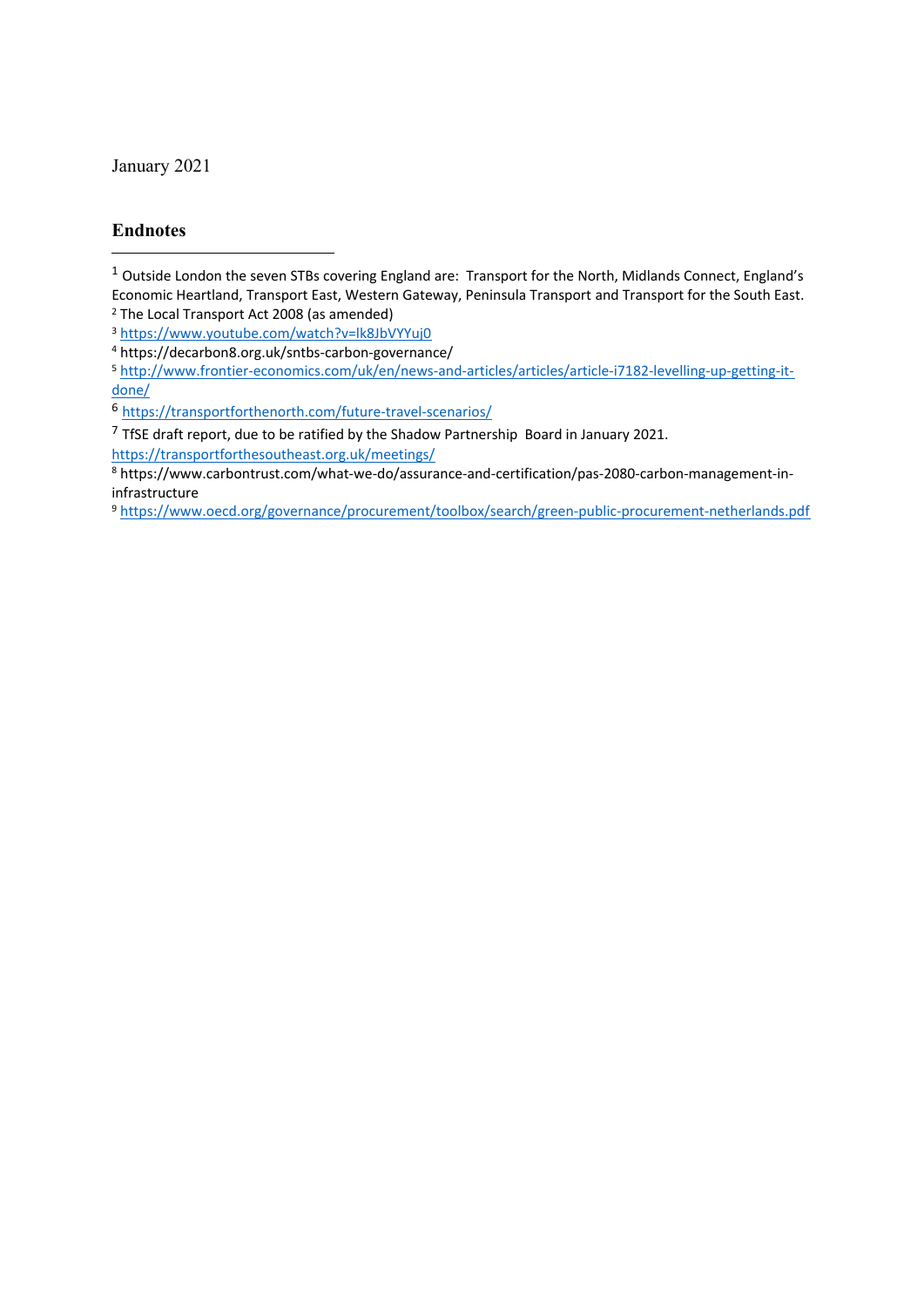January 2021

## Endnotes

[1] Outside London the seven STBs covering England are: Transport for the North, Midlands Connect, England's Economic Heartland, Transport East, Western Gateway, Peninsula Transport and Transport for the South East.

[2] The Local Transport Act 2008 (as amended)

[3] https://www.youtube.com/watch?v=lk8JbVYYuj0

[4] https://decarbon8.org.uk/sntbs-carbon-governance/

[5] http://www.frontier-economics.com/uk/en/news-and-articles/articles/article-i7182-levelling-up-getting-it-done/

[6] https://transportforthenorth.com/future-travel-scenarios/

[7] TfSE draft report, due to be ratified by the Shadow Partnership Board in January 2021. https://transportforthesoutheast.org.uk/meetings/

[8] https://www.carbontrust.com/what-we-do/assurance-and-certification/pas-2080-carbon-management-in-infrastructure

[9] https://www.oecd.org/governance/procurement/toolbox/search/green-public-procurement-netherlands.pdf